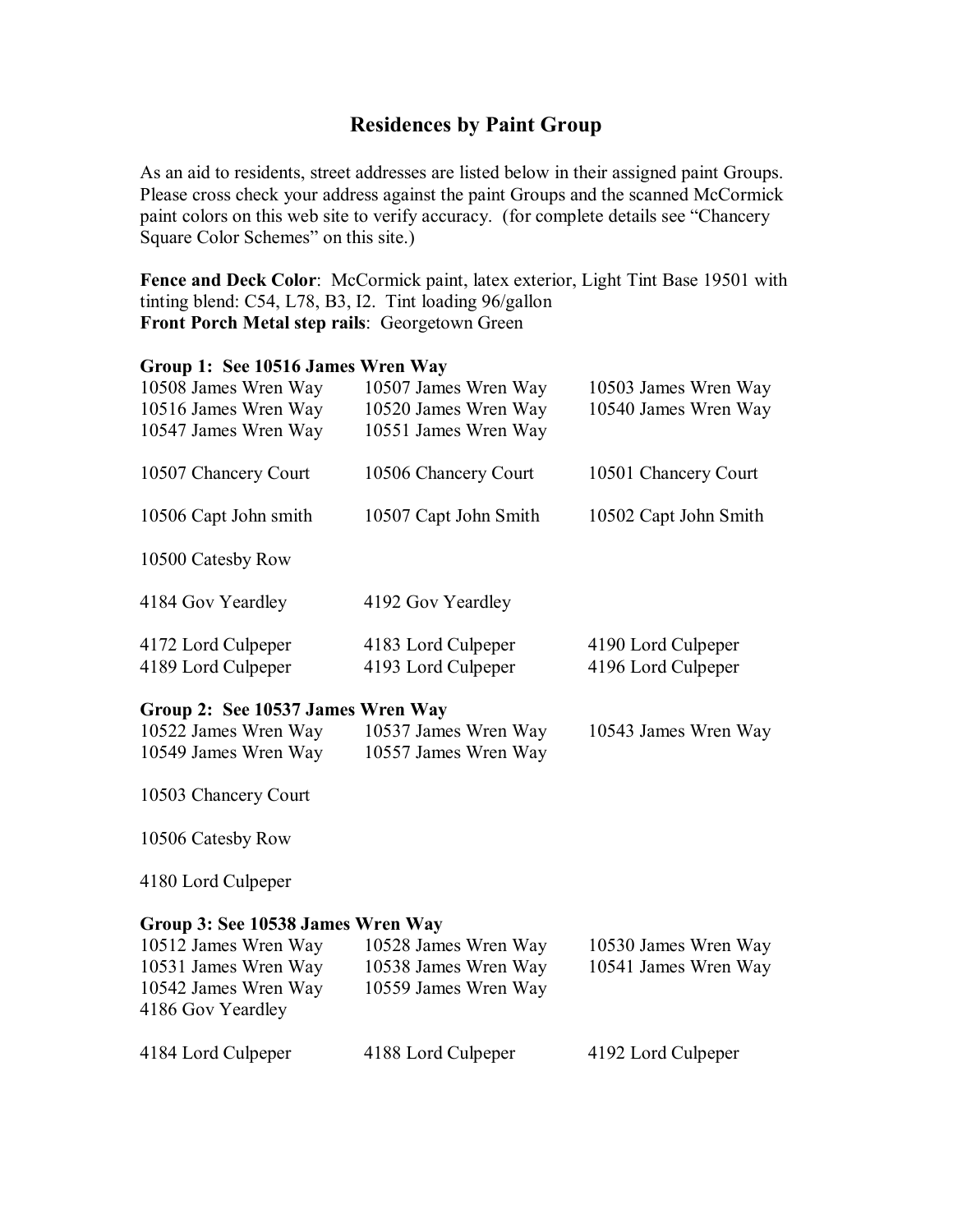# Residences by Paint Group

As an aid to residents, street addresses are listed below in their assigned paint Groups. Please cross check your address against the paint Groups and the scanned McCormick paint colors on this web site to verify accuracy. (for complete details see "Chancery Square Color Schemes" on this site.)

**Fence and Deck Color**: McCormick paint, latex exterior, Light Tint Base 19501 with tinting blend: C54, L78, B3, I2. Tint loading 96/gallon
**Front Porch Metal step rails**: Georgetown Green

**Group 1: See 10516 James Wren Way**

10508 James Wren Way
10507 James Wren Way
10503 James Wren Way
10516 James Wren Way
10520 James Wren Way
10540 James Wren Way
10547 James Wren Way
10551 James Wren Way

10507 Chancery Court
10506 Chancery Court
10501 Chancery Court

10506 Capt John smith
10507 Capt John Smith
10502 Capt John Smith

10500 Catesby Row

4184 Gov Yeardley
4192 Gov Yeardley

4172 Lord Culpeper
4183 Lord Culpeper
4190 Lord Culpeper
4189 Lord Culpeper
4193 Lord Culpeper
4196 Lord Culpeper

**Group 2: See 10537 James Wren Way**

10522 James Wren Way
10537 James Wren Way
10543 James Wren Way
10549 James Wren Way
10557 James Wren Way

10503 Chancery Court

10506 Catesby Row

4180 Lord Culpeper

**Group 3: See 10538 James Wren Way**

10512 James Wren Way
10528 James Wren Way
10530 James Wren Way
10531 James Wren Way
10538 James Wren Way
10541 James Wren Way
10542 James Wren Way
10559 James Wren Way
4186 Gov Yeardley

4184 Lord Culpeper
4188 Lord Culpeper
4192 Lord Culpeper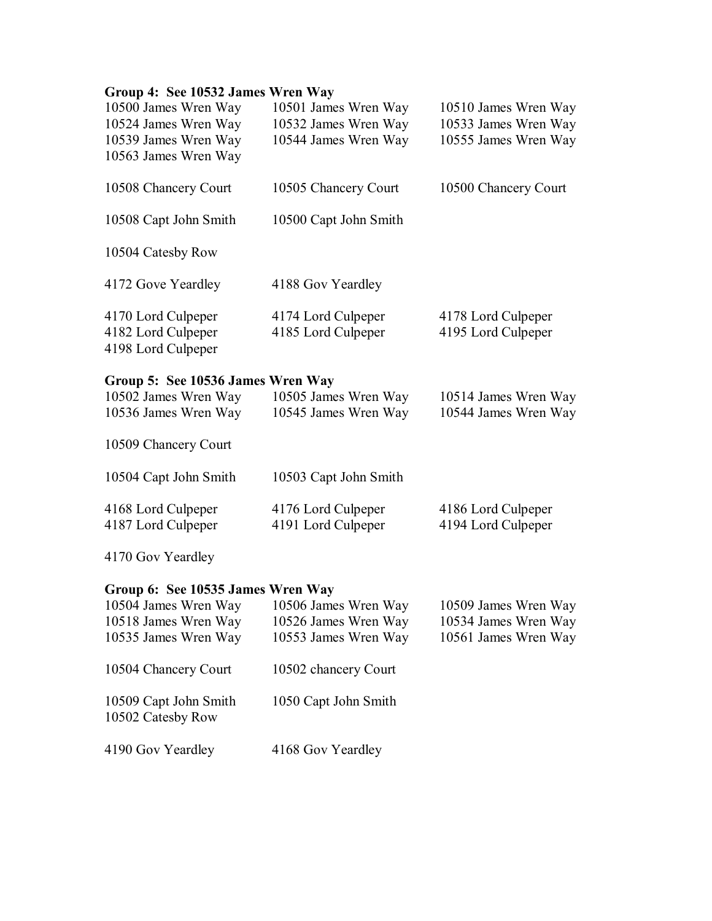**Group 4: See 10532 James Wren Way**

| | | |
|---|---|---|
| 10500 James Wren Way | 10501 James Wren Way | 10510 James Wren Way |
| 10524 James Wren Way | 10532 James Wren Way | 10533 James Wren Way |
| 10539 James Wren Way | 10544 James Wren Way | 10555 James Wren Way |
| 10563 James Wren Way | | |
| 10508 Chancery Court | 10505 Chancery Court | 10500 Chancery Court |
| 10508 Capt John Smith | 10500 Capt John Smith | |
| 10504 Catesby Row | | |
| 4172 Gove Yeardley | 4188 Gov Yeardley | |
| 4170 Lord Culpeper | 4174 Lord Culpeper | 4178 Lord Culpeper |
| 4182 Lord Culpeper | 4185 Lord Culpeper | 4195 Lord Culpeper |
| 4198 Lord Culpeper | | |

**Group 5: See 10536 James Wren Way**

| | | |
|---|---|---|
| 10502 James Wren Way | 10505 James Wren Way | 10514 James Wren Way |
| 10536 James Wren Way | 10545 James Wren Way | 10544 James Wren Way |
| 10509 Chancery Court | | |
| 10504 Capt John Smith | 10503 Capt John Smith | |
| 4168 Lord Culpeper | 4176 Lord Culpeper | 4186 Lord Culpeper |
| 4187 Lord Culpeper | 4191 Lord Culpeper | 4194 Lord Culpeper |
| 4170 Gov Yeardley | | |

**Group 6: See 10535 James Wren Way**

| | | |
|---|---|---|
| 10504 James Wren Way | 10506 James Wren Way | 10509 James Wren Way |
| 10518 James Wren Way | 10526 James Wren Way | 10534 James Wren Way |
| 10535 James Wren Way | 10553 James Wren Way | 10561 James Wren Way |
| 10504 Chancery Court | 10502 chancery Court | |
| 10509 Capt John Smith | 1050 Capt John Smith | |
| 10502 Catesby Row | | |
| 4190 Gov Yeardley | 4168 Gov Yeardley | |